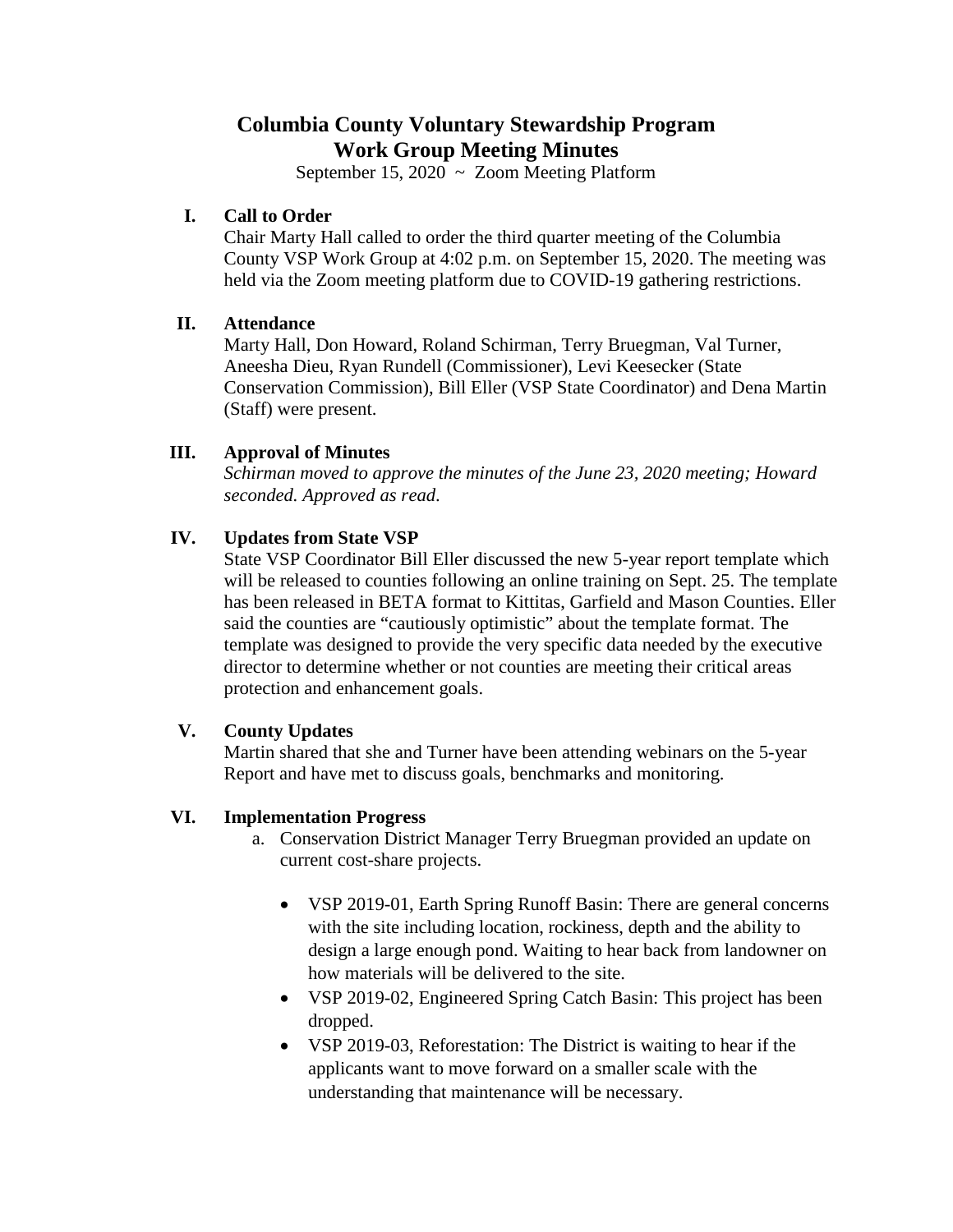# Columbia County Voluntary Stewardship Program
# Work Group Meeting Minutes

September 15, 2020 ~ Zoom Meeting Platform

## I. Call to Order

Chair Marty Hall called to order the third quarter meeting of the Columbia County VSP Work Group at 4:02 p.m. on September 15, 2020. The meeting was held via the Zoom meeting platform due to COVID-19 gathering restrictions.

## II. Attendance

Marty Hall, Don Howard, Roland Schirman, Terry Bruegman, Val Turner, Aneesha Dieu, Ryan Rundell (Commissioner), Levi Keesecker (State Conservation Commission), Bill Eller (VSP State Coordinator) and Dena Martin (Staff) were present.

## III. Approval of Minutes

*Schirman moved to approve the minutes of the June 23, 2020 meeting; Howard seconded. Approved as read.*

## IV. Updates from State VSP

State VSP Coordinator Bill Eller discussed the new 5-year report template which will be released to counties following an online training on Sept. 25. The template has been released in BETA format to Kittitas, Garfield and Mason Counties. Eller said the counties are "cautiously optimistic" about the template format. The template was designed to provide the very specific data needed by the executive director to determine whether or not counties are meeting their critical areas protection and enhancement goals.

## V. County Updates

Martin shared that she and Turner have been attending webinars on the 5-year Report and have met to discuss goals, benchmarks and monitoring.

## VI. Implementation Progress

a. Conservation District Manager Terry Bruegman provided an update on current cost-share projects.

   - VSP 2019-01, Earth Spring Runoff Basin: There are general concerns with the site including location, rockiness, depth and the ability to design a large enough pond. Waiting to hear back from landowner on how materials will be delivered to the site.
   - VSP 2019-02, Engineered Spring Catch Basin: This project has been dropped.
   - VSP 2019-03, Reforestation: The District is waiting to hear if the applicants want to move forward on a smaller scale with the understanding that maintenance will be necessary.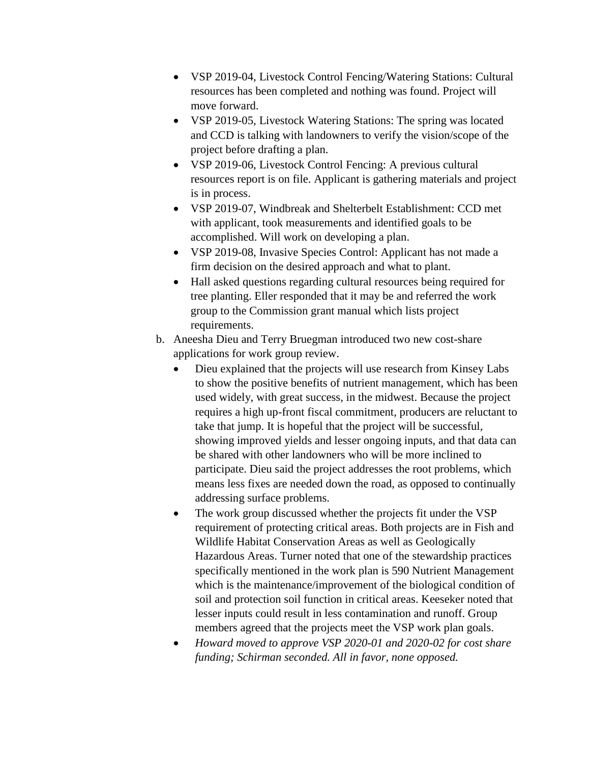- VSP 2019-04, Livestock Control Fencing/Watering Stations: Cultural resources has been completed and nothing was found. Project will move forward.
- VSP 2019-05, Livestock Watering Stations: The spring was located and CCD is talking with landowners to verify the vision/scope of the project before drafting a plan.
- VSP 2019-06, Livestock Control Fencing: A previous cultural resources report is on file. Applicant is gathering materials and project is in process.
- VSP 2019-07, Windbreak and Shelterbelt Establishment: CCD met with applicant, took measurements and identified goals to be accomplished. Will work on developing a plan.
- VSP 2019-08, Invasive Species Control: Applicant has not made a firm decision on the desired approach and what to plant.
- Hall asked questions regarding cultural resources being required for tree planting. Eller responded that it may be and referred the work group to the Commission grant manual which lists project requirements.

b. Aneesha Dieu and Terry Bruegman introduced two new cost-share applications for work group review.

- Dieu explained that the projects will use research from Kinsey Labs to show the positive benefits of nutrient management, which has been used widely, with great success, in the midwest. Because the project requires a high up-front fiscal commitment, producers are reluctant to take that jump. It is hopeful that the project will be successful, showing improved yields and lesser ongoing inputs, and that data can be shared with other landowners who will be more inclined to participate. Dieu said the project addresses the root problems, which means less fixes are needed down the road, as opposed to continually addressing surface problems.
- The work group discussed whether the projects fit under the VSP requirement of protecting critical areas. Both projects are in Fish and Wildlife Habitat Conservation Areas as well as Geologically Hazardous Areas. Turner noted that one of the stewardship practices specifically mentioned in the work plan is 590 Nutrient Management which is the maintenance/improvement of the biological condition of soil and protection soil function in critical areas. Keeseker noted that lesser inputs could result in less contamination and runoff. Group members agreed that the projects meet the VSP work plan goals.
- *Howard moved to approve VSP 2020-01 and 2020-02 for cost share funding; Schirman seconded. All in favor, none opposed.*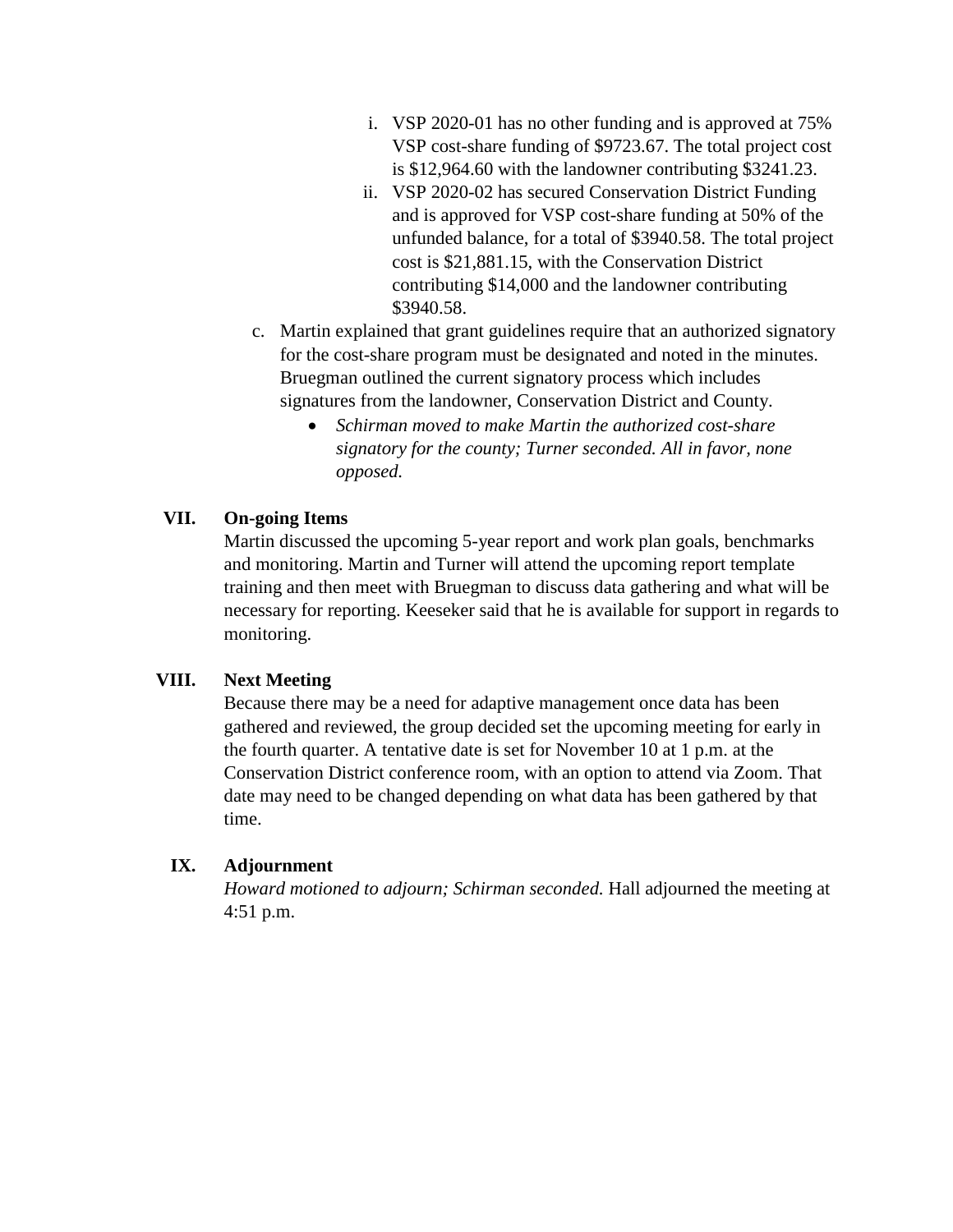i. VSP 2020-01 has no other funding and is approved at 75% VSP cost-share funding of $9723.67. The total project cost is $12,964.60 with the landowner contributing $3241.23.

ii. VSP 2020-02 has secured Conservation District Funding and is approved for VSP cost-share funding at 50% of the unfunded balance, for a total of $3940.58. The total project cost is $21,881.15, with the Conservation District contributing $14,000 and the landowner contributing $3940.58.

c. Martin explained that grant guidelines require that an authorized signatory for the cost-share program must be designated and noted in the minutes. Bruegman outlined the current signatory process which includes signatures from the landowner, Conservation District and County.

- *Schirman moved to make Martin the authorized cost-share signatory for the county; Turner seconded. All in favor, none opposed.*

## VII. On-going Items

Martin discussed the upcoming 5-year report and work plan goals, benchmarks and monitoring. Martin and Turner will attend the upcoming report template training and then meet with Bruegman to discuss data gathering and what will be necessary for reporting. Keeseker said that he is available for support in regards to monitoring.

## VIII. Next Meeting

Because there may be a need for adaptive management once data has been gathered and reviewed, the group decided set the upcoming meeting for early in the fourth quarter. A tentative date is set for November 10 at 1 p.m. at the Conservation District conference room, with an option to attend via Zoom. That date may need to be changed depending on what data has been gathered by that time.

## IX. Adjournment

*Howard motioned to adjourn; Schirman seconded.* Hall adjourned the meeting at 4:51 p.m.